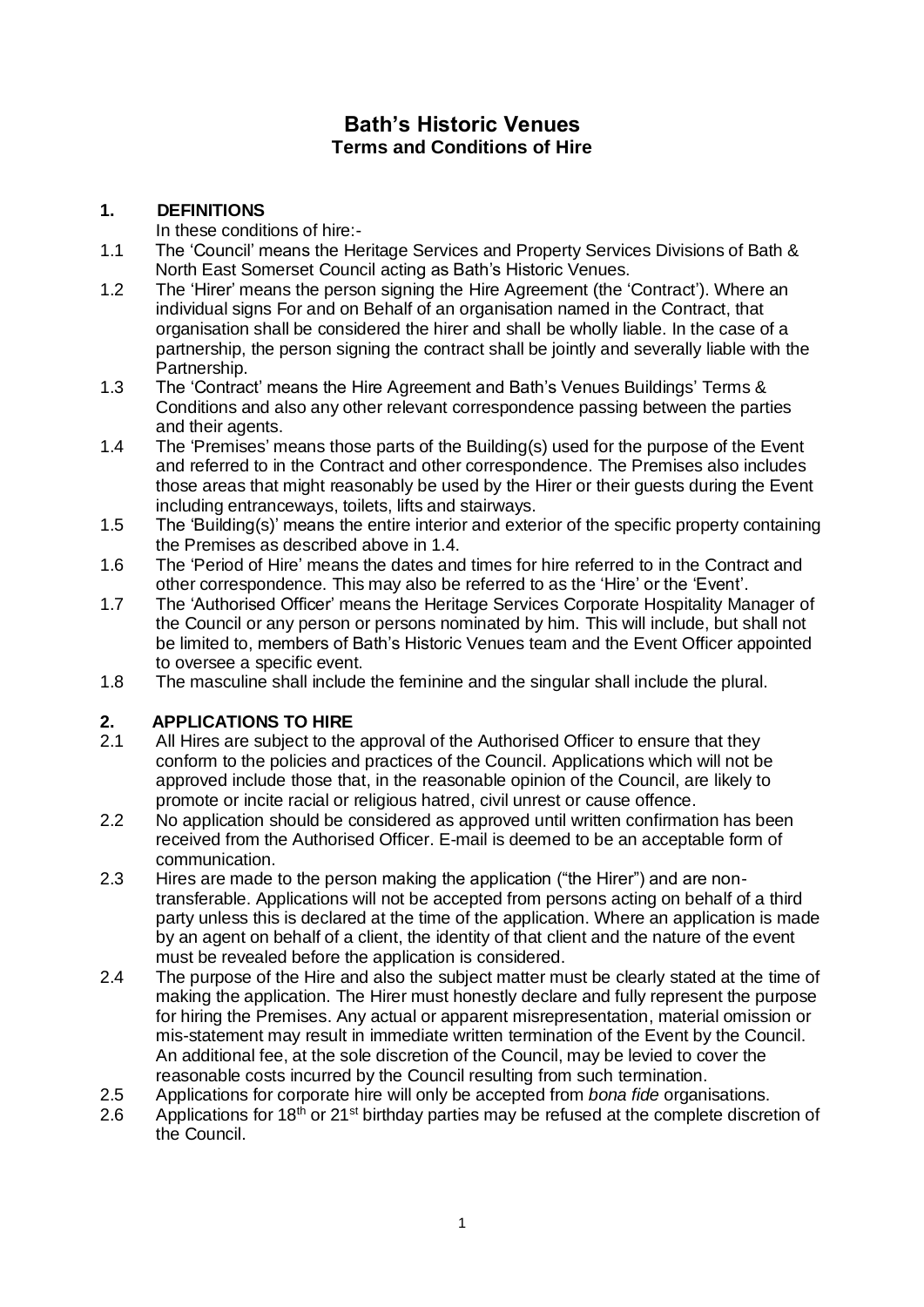# Bath's Historic Venues
## Terms and Conditions of Hire

### 1. DEFINITIONS

In these conditions of hire:-

1.1 The 'Council' means the Heritage Services and Property Services Divisions of Bath & North East Somerset Council acting as Bath's Historic Venues.

1.2 The 'Hirer' means the person signing the Hire Agreement (the 'Contract'). Where an individual signs For and on Behalf of an organisation named in the Contract, that organisation shall be considered the hirer and shall be wholly liable. In the case of a partnership, the person signing the contract shall be jointly and severally liable with the Partnership.

1.3 The 'Contract' means the Hire Agreement and Bath's Venues Buildings' Terms & Conditions and also any other relevant correspondence passing between the parties and their agents.

1.4 The 'Premises' means those parts of the Building(s) used for the purpose of the Event and referred to in the Contract and other correspondence. The Premises also includes those areas that might reasonably be used by the Hirer or their guests during the Event including entranceways, toilets, lifts and stairways.

1.5 The 'Building(s)' means the entire interior and exterior of the specific property containing the Premises as described above in 1.4.

1.6 The 'Period of Hire' means the dates and times for hire referred to in the Contract and other correspondence. This may also be referred to as the 'Hire' or the 'Event'.

1.7 The 'Authorised Officer' means the Heritage Services Corporate Hospitality Manager of the Council or any person or persons nominated by him. This will include, but shall not be limited to, members of Bath's Historic Venues team and the Event Officer appointed to oversee a specific event.

1.8 The masculine shall include the feminine and the singular shall include the plural.

### 2. APPLICATIONS TO HIRE

2.1 All Hires are subject to the approval of the Authorised Officer to ensure that they conform to the policies and practices of the Council. Applications which will not be approved include those that, in the reasonable opinion of the Council, are likely to promote or incite racial or religious hatred, civil unrest or cause offence.

2.2 No application should be considered as approved until written confirmation has been received from the Authorised Officer. E-mail is deemed to be an acceptable form of communication.

2.3 Hires are made to the person making the application ("the Hirer") and are non-transferable. Applications will not be accepted from persons acting on behalf of a third party unless this is declared at the time of the application. Where an application is made by an agent on behalf of a client, the identity of that client and the nature of the event must be revealed before the application is considered.

2.4 The purpose of the Hire and also the subject matter must be clearly stated at the time of making the application. The Hirer must honestly declare and fully represent the purpose for hiring the Premises. Any actual or apparent misrepresentation, material omission or mis-statement may result in immediate written termination of the Event by the Council. An additional fee, at the sole discretion of the Council, may be levied to cover the reasonable costs incurred by the Council resulting from such termination.

2.5 Applications for corporate hire will only be accepted from *bona fide* organisations.

2.6 Applications for 18th or 21st birthday parties may be refused at the complete discretion of the Council.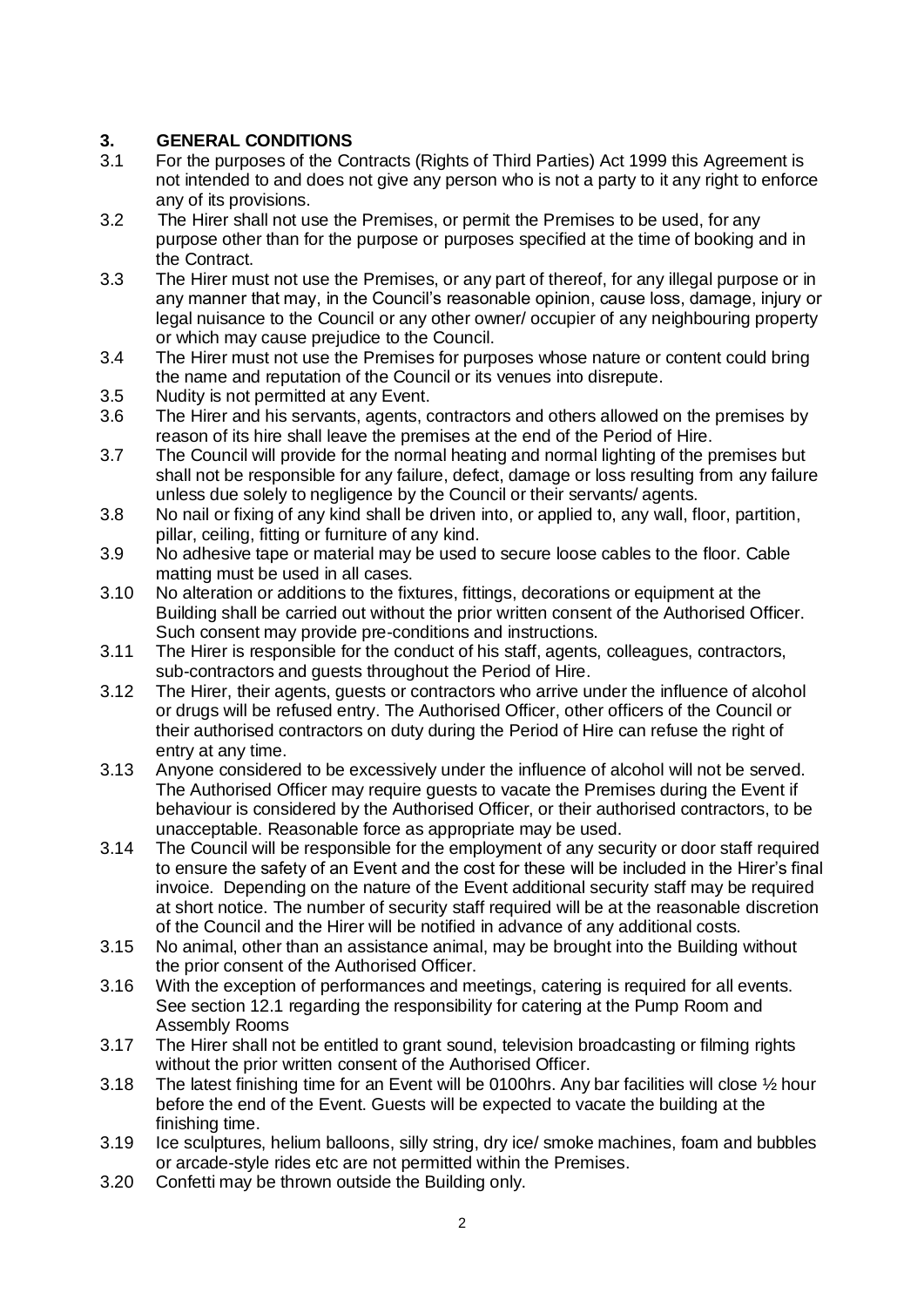## 3. GENERAL CONDITIONS

3.1 For the purposes of the Contracts (Rights of Third Parties) Act 1999 this Agreement is not intended to and does not give any person who is not a party to it any right to enforce any of its provisions.

3.2 The Hirer shall not use the Premises, or permit the Premises to be used, for any purpose other than for the purpose or purposes specified at the time of booking and in the Contract.

3.3 The Hirer must not use the Premises, or any part of thereof, for any illegal purpose or in any manner that may, in the Council's reasonable opinion, cause loss, damage, injury or legal nuisance to the Council or any other owner/ occupier of any neighbouring property or which may cause prejudice to the Council.

3.4 The Hirer must not use the Premises for purposes whose nature or content could bring the name and reputation of the Council or its venues into disrepute.

3.5 Nudity is not permitted at any Event.

3.6 The Hirer and his servants, agents, contractors and others allowed on the premises by reason of its hire shall leave the premises at the end of the Period of Hire.

3.7 The Council will provide for the normal heating and normal lighting of the premises but shall not be responsible for any failure, defect, damage or loss resulting from any failure unless due solely to negligence by the Council or their servants/ agents.

3.8 No nail or fixing of any kind shall be driven into, or applied to, any wall, floor, partition, pillar, ceiling, fitting or furniture of any kind.

3.9 No adhesive tape or material may be used to secure loose cables to the floor. Cable matting must be used in all cases.

3.10 No alteration or additions to the fixtures, fittings, decorations or equipment at the Building shall be carried out without the prior written consent of the Authorised Officer. Such consent may provide pre-conditions and instructions.

3.11 The Hirer is responsible for the conduct of his staff, agents, colleagues, contractors, sub-contractors and guests throughout the Period of Hire.

3.12 The Hirer, their agents, guests or contractors who arrive under the influence of alcohol or drugs will be refused entry. The Authorised Officer, other officers of the Council or their authorised contractors on duty during the Period of Hire can refuse the right of entry at any time.

3.13 Anyone considered to be excessively under the influence of alcohol will not be served. The Authorised Officer may require guests to vacate the Premises during the Event if behaviour is considered by the Authorised Officer, or their authorised contractors, to be unacceptable. Reasonable force as appropriate may be used.

3.14 The Council will be responsible for the employment of any security or door staff required to ensure the safety of an Event and the cost for these will be included in the Hirer's final invoice. Depending on the nature of the Event additional security staff may be required at short notice. The number of security staff required will be at the reasonable discretion of the Council and the Hirer will be notified in advance of any additional costs.

3.15 No animal, other than an assistance animal, may be brought into the Building without the prior consent of the Authorised Officer.

3.16 With the exception of performances and meetings, catering is required for all events. See section 12.1 regarding the responsibility for catering at the Pump Room and Assembly Rooms

3.17 The Hirer shall not be entitled to grant sound, television broadcasting or filming rights without the prior written consent of the Authorised Officer.

3.18 The latest finishing time for an Event will be 0100hrs. Any bar facilities will close ½ hour before the end of the Event. Guests will be expected to vacate the building at the finishing time.

3.19 Ice sculptures, helium balloons, silly string, dry ice/ smoke machines, foam and bubbles or arcade-style rides etc are not permitted within the Premises.

3.20 Confetti may be thrown outside the Building only.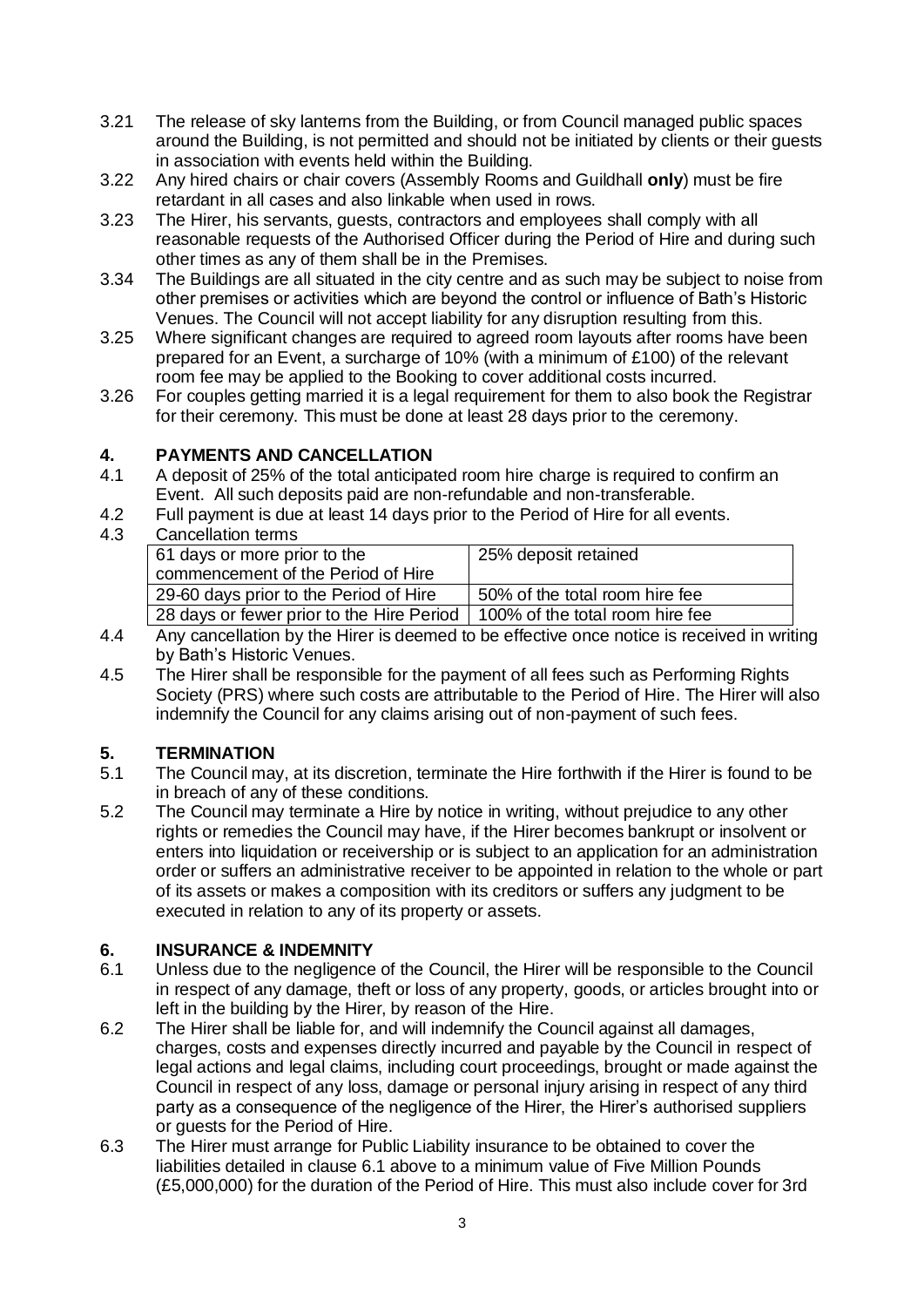3.21 The release of sky lanterns from the Building, or from Council managed public spaces around the Building, is not permitted and should not be initiated by clients or their guests in association with events held within the Building.

3.22 Any hired chairs or chair covers (Assembly Rooms and Guildhall **only**) must be fire retardant in all cases and also linkable when used in rows.

3.23 The Hirer, his servants, guests, contractors and employees shall comply with all reasonable requests of the Authorised Officer during the Period of Hire and during such other times as any of them shall be in the Premises.

3.34 The Buildings are all situated in the city centre and as such may be subject to noise from other premises or activities which are beyond the control or influence of Bath's Historic Venues. The Council will not accept liability for any disruption resulting from this.

3.25 Where significant changes are required to agreed room layouts after rooms have been prepared for an Event, a surcharge of 10% (with a minimum of £100) of the relevant room fee may be applied to the Booking to cover additional costs incurred.

3.26 For couples getting married it is a legal requirement for them to also book the Registrar for their ceremony. This must be done at least 28 days prior to the ceremony.

## 4. PAYMENTS AND CANCELLATION

4.1 A deposit of 25% of the total anticipated room hire charge is required to confirm an Event. All such deposits paid are non-refundable and non-transferable.

4.2 Full payment is due at least 14 days prior to the Period of Hire for all events.

4.3 Cancellation terms

| 61 days or more prior to the commencement of the Period of Hire | 25% deposit retained |
|---|---|
| 29-60 days prior to the Period of Hire | 50% of the total room hire fee |
| 28 days or fewer prior to the Hire Period | 100% of the total room hire fee |

4.4 Any cancellation by the Hirer is deemed to be effective once notice is received in writing by Bath's Historic Venues.

4.5 The Hirer shall be responsible for the payment of all fees such as Performing Rights Society (PRS) where such costs are attributable to the Period of Hire. The Hirer will also indemnify the Council for any claims arising out of non-payment of such fees.

## 5. TERMINATION

5.1 The Council may, at its discretion, terminate the Hire forthwith if the Hirer is found to be in breach of any of these conditions.

5.2 The Council may terminate a Hire by notice in writing, without prejudice to any other rights or remedies the Council may have, if the Hirer becomes bankrupt or insolvent or enters into liquidation or receivership or is subject to an application for an administration order or suffers an administrative receiver to be appointed in relation to the whole or part of its assets or makes a composition with its creditors or suffers any judgment to be executed in relation to any of its property or assets.

## 6. INSURANCE & INDEMNITY

6.1 Unless due to the negligence of the Council, the Hirer will be responsible to the Council in respect of any damage, theft or loss of any property, goods, or articles brought into or left in the building by the Hirer, by reason of the Hire.

6.2 The Hirer shall be liable for, and will indemnify the Council against all damages, charges, costs and expenses directly incurred and payable by the Council in respect of legal actions and legal claims, including court proceedings, brought or made against the Council in respect of any loss, damage or personal injury arising in respect of any third party as a consequence of the negligence of the Hirer, the Hirer's authorised suppliers or guests for the Period of Hire.

6.3 The Hirer must arrange for Public Liability insurance to be obtained to cover the liabilities detailed in clause 6.1 above to a minimum value of Five Million Pounds (£5,000,000) for the duration of the Period of Hire. This must also include cover for 3rd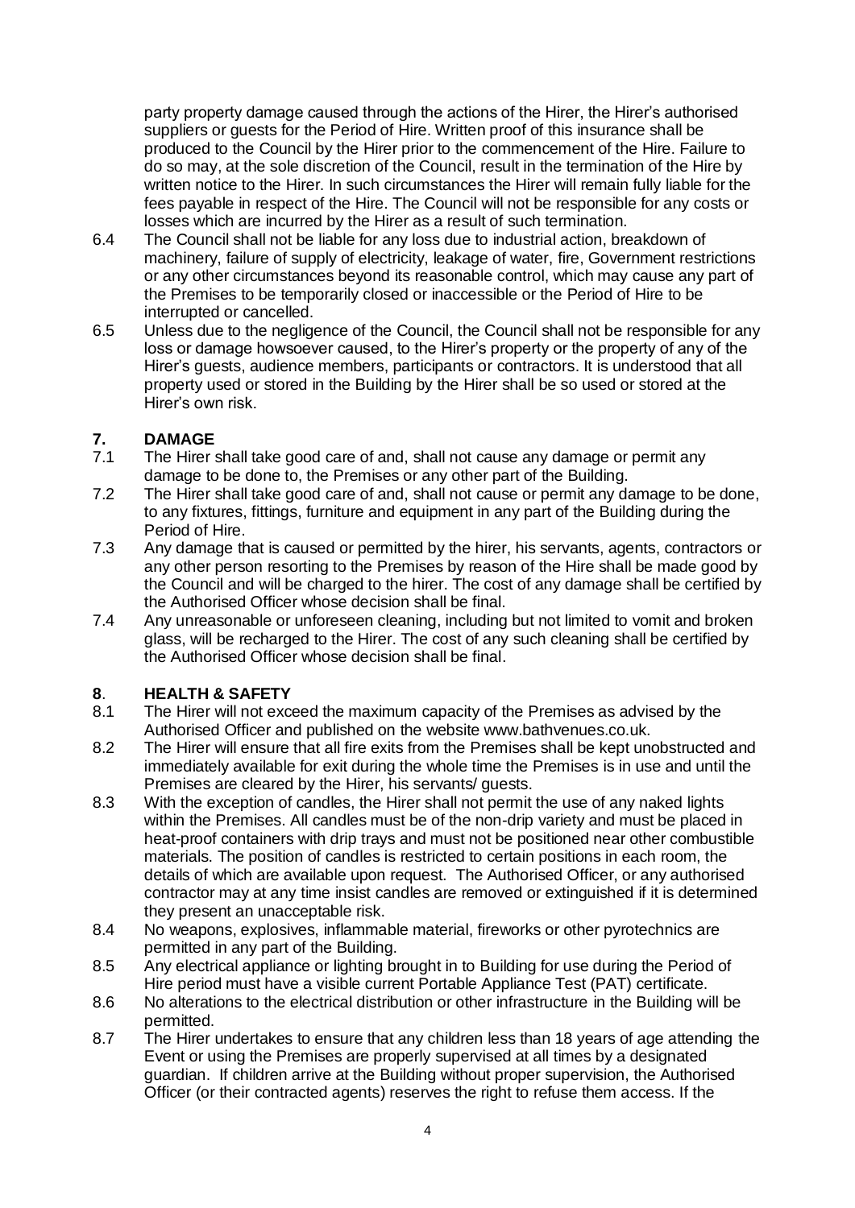party property damage caused through the actions of the Hirer, the Hirer's authorised suppliers or guests for the Period of Hire. Written proof of this insurance shall be produced to the Council by the Hirer prior to the commencement of the Hire. Failure to do so may, at the sole discretion of the Council, result in the termination of the Hire by written notice to the Hirer. In such circumstances the Hirer will remain fully liable for the fees payable in respect of the Hire. The Council will not be responsible for any costs or losses which are incurred by the Hirer as a result of such termination.

6.4 The Council shall not be liable for any loss due to industrial action, breakdown of machinery, failure of supply of electricity, leakage of water, fire, Government restrictions or any other circumstances beyond its reasonable control, which may cause any part of the Premises to be temporarily closed or inaccessible or the Period of Hire to be interrupted or cancelled.

6.5 Unless due to the negligence of the Council, the Council shall not be responsible for any loss or damage howsoever caused, to the Hirer's property or the property of any of the Hirer's guests, audience members, participants or contractors. It is understood that all property used or stored in the Building by the Hirer shall be so used or stored at the Hirer's own risk.

## 7. DAMAGE

7.1 The Hirer shall take good care of and, shall not cause any damage or permit any damage to be done to, the Premises or any other part of the Building.

7.2 The Hirer shall take good care of and, shall not cause or permit any damage to be done, to any fixtures, fittings, furniture and equipment in any part of the Building during the Period of Hire.

7.3 Any damage that is caused or permitted by the hirer, his servants, agents, contractors or any other person resorting to the Premises by reason of the Hire shall be made good by the Council and will be charged to the hirer. The cost of any damage shall be certified by the Authorised Officer whose decision shall be final.

7.4 Any unreasonable or unforeseen cleaning, including but not limited to vomit and broken glass, will be recharged to the Hirer. The cost of any such cleaning shall be certified by the Authorised Officer whose decision shall be final.

## 8. HEALTH & SAFETY

8.1 The Hirer will not exceed the maximum capacity of the Premises as advised by the Authorised Officer and published on the website www.bathvenues.co.uk.

8.2 The Hirer will ensure that all fire exits from the Premises shall be kept unobstructed and immediately available for exit during the whole time the Premises is in use and until the Premises are cleared by the Hirer, his servants/ guests.

8.3 With the exception of candles, the Hirer shall not permit the use of any naked lights within the Premises. All candles must be of the non-drip variety and must be placed in heat-proof containers with drip trays and must not be positioned near other combustible materials. The position of candles is restricted to certain positions in each room, the details of which are available upon request. The Authorised Officer, or any authorised contractor may at any time insist candles are removed or extinguished if it is determined they present an unacceptable risk.

8.4 No weapons, explosives, inflammable material, fireworks or other pyrotechnics are permitted in any part of the Building.

8.5 Any electrical appliance or lighting brought in to Building for use during the Period of Hire period must have a visible current Portable Appliance Test (PAT) certificate.

8.6 No alterations to the electrical distribution or other infrastructure in the Building will be permitted.

8.7 The Hirer undertakes to ensure that any children less than 18 years of age attending the Event or using the Premises are properly supervised at all times by a designated guardian. If children arrive at the Building without proper supervision, the Authorised Officer (or their contracted agents) reserves the right to refuse them access. If the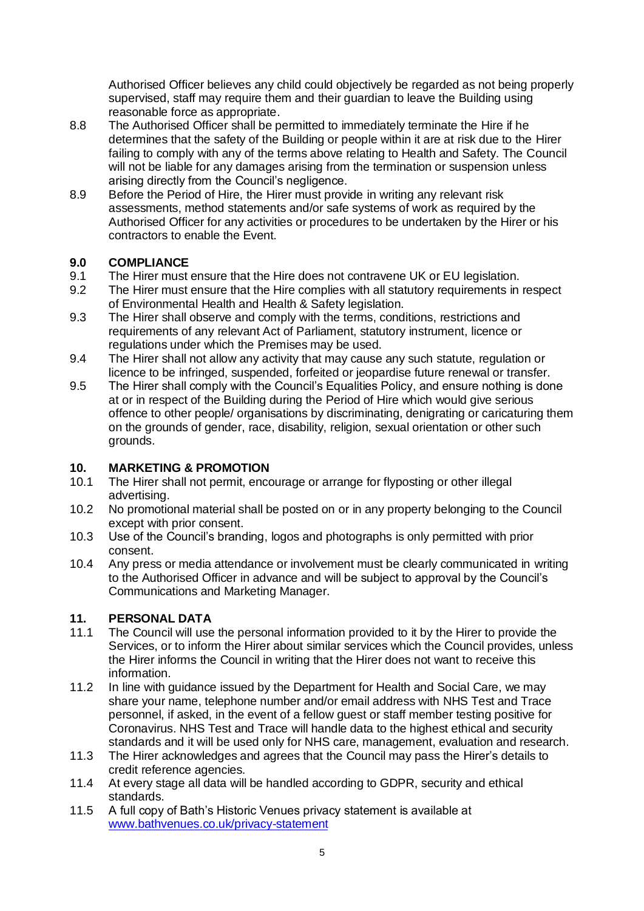Authorised Officer believes any child could objectively be regarded as not being properly supervised, staff may require them and their guardian to leave the Building using reasonable force as appropriate.

8.8 The Authorised Officer shall be permitted to immediately terminate the Hire if he determines that the safety of the Building or people within it are at risk due to the Hirer failing to comply with any of the terms above relating to Health and Safety. The Council will not be liable for any damages arising from the termination or suspension unless arising directly from the Council's negligence.

8.9 Before the Period of Hire, the Hirer must provide in writing any relevant risk assessments, method statements and/or safe systems of work as required by the Authorised Officer for any activities or procedures to be undertaken by the Hirer or his contractors to enable the Event.

## 9.0 COMPLIANCE

9.1 The Hirer must ensure that the Hire does not contravene UK or EU legislation.

9.2 The Hirer must ensure that the Hire complies with all statutory requirements in respect of Environmental Health and Health & Safety legislation.

9.3 The Hirer shall observe and comply with the terms, conditions, restrictions and requirements of any relevant Act of Parliament, statutory instrument, licence or regulations under which the Premises may be used.

9.4 The Hirer shall not allow any activity that may cause any such statute, regulation or licence to be infringed, suspended, forfeited or jeopardise future renewal or transfer.

9.5 The Hirer shall comply with the Council's Equalities Policy, and ensure nothing is done at or in respect of the Building during the Period of Hire which would give serious offence to other people/ organisations by discriminating, denigrating or caricaturing them on the grounds of gender, race, disability, religion, sexual orientation or other such grounds.

## 10. MARKETING & PROMOTION

10.1 The Hirer shall not permit, encourage or arrange for flyposting or other illegal advertising.

10.2 No promotional material shall be posted on or in any property belonging to the Council except with prior consent.

10.3 Use of the Council's branding, logos and photographs is only permitted with prior consent.

10.4 Any press or media attendance or involvement must be clearly communicated in writing to the Authorised Officer in advance and will be subject to approval by the Council's Communications and Marketing Manager.

## 11. PERSONAL DATA

11.1 The Council will use the personal information provided to it by the Hirer to provide the Services, or to inform the Hirer about similar services which the Council provides, unless the Hirer informs the Council in writing that the Hirer does not want to receive this information.

11.2 In line with guidance issued by the Department for Health and Social Care, we may share your name, telephone number and/or email address with NHS Test and Trace personnel, if asked, in the event of a fellow guest or staff member testing positive for Coronavirus. NHS Test and Trace will handle data to the highest ethical and security standards and it will be used only for NHS care, management, evaluation and research.

11.3 The Hirer acknowledges and agrees that the Council may pass the Hirer's details to credit reference agencies.

11.4 At every stage all data will be handled according to GDPR, security and ethical standards.

11.5 A full copy of Bath's Historic Venues privacy statement is available at [www.bathvenues.co.uk/privacy-statement](www.bathvenues.co.uk/privacy-statement)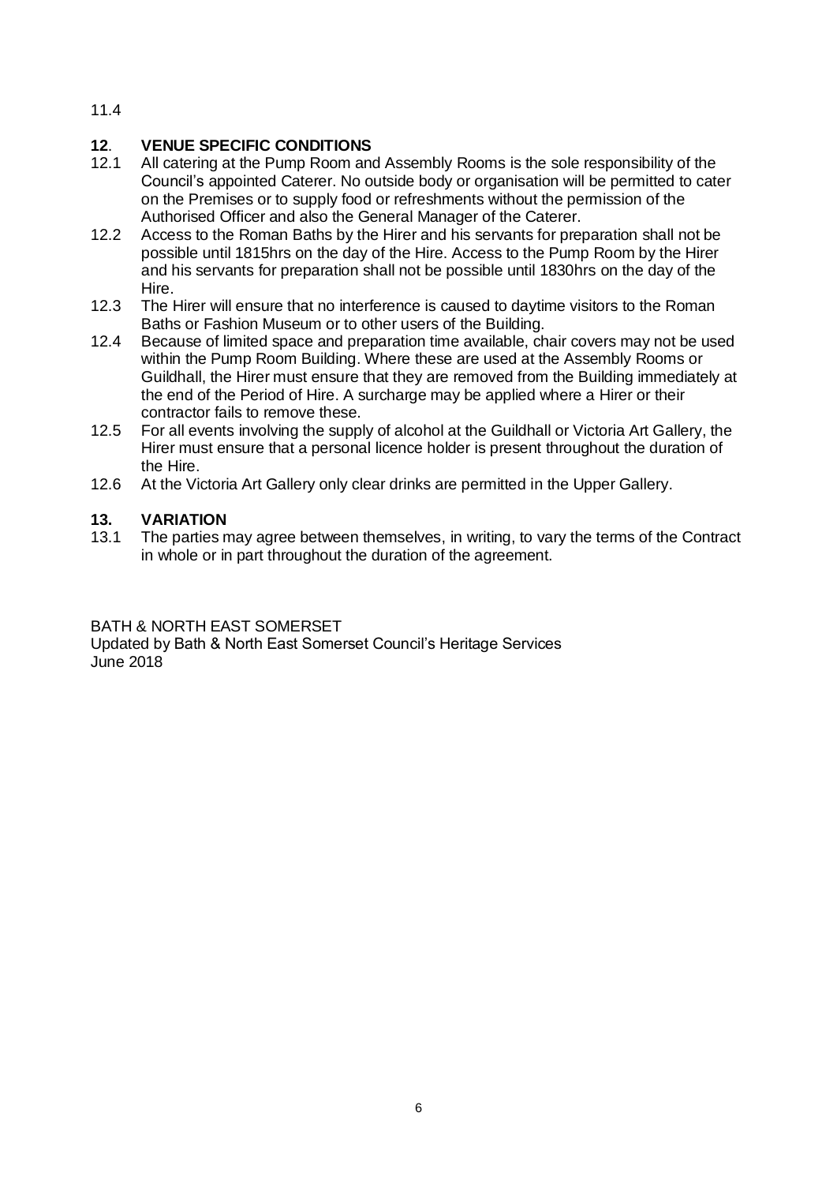11.4

## 12. VENUE SPECIFIC CONDITIONS

12.1 All catering at the Pump Room and Assembly Rooms is the sole responsibility of the Council's appointed Caterer. No outside body or organisation will be permitted to cater on the Premises or to supply food or refreshments without the permission of the Authorised Officer and also the General Manager of the Caterer.

12.2 Access to the Roman Baths by the Hirer and his servants for preparation shall not be possible until 1815hrs on the day of the Hire. Access to the Pump Room by the Hirer and his servants for preparation shall not be possible until 1830hrs on the day of the Hire.

12.3 The Hirer will ensure that no interference is caused to daytime visitors to the Roman Baths or Fashion Museum or to other users of the Building.

12.4 Because of limited space and preparation time available, chair covers may not be used within the Pump Room Building. Where these are used at the Assembly Rooms or Guildhall, the Hirer must ensure that they are removed from the Building immediately at the end of the Period of Hire. A surcharge may be applied where a Hirer or their contractor fails to remove these.

12.5 For all events involving the supply of alcohol at the Guildhall or Victoria Art Gallery, the Hirer must ensure that a personal licence holder is present throughout the duration of the Hire.

12.6 At the Victoria Art Gallery only clear drinks are permitted in the Upper Gallery.

## 13. VARIATION

13.1 The parties may agree between themselves, in writing, to vary the terms of the Contract in whole or in part throughout the duration of the agreement.

BATH & NORTH EAST SOMERSET
Updated by Bath & North East Somerset Council's Heritage Services
June 2018